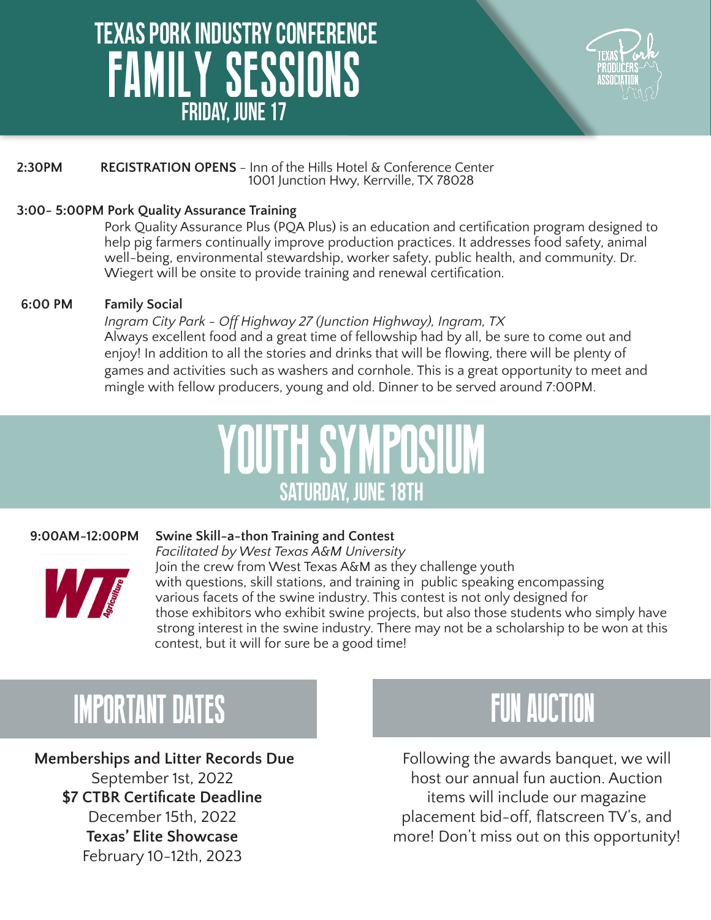# TEXAS PORK INDUSTRY CONFERENCE
# FAMILY SESSIONS
## FRIDAY, JUNE 17

**2:30PM** **REGISTRATION OPENS** - Inn of the Hills Hotel & Conference Center
1001 Junction Hwy, Kerrville, TX 78028

**3:00- 5:00PM Pork Quality Assurance Training**

Pork Quality Assurance Plus (PQA Plus) is an education and certification program designed to help pig farmers continually improve production practices. It addresses food safety, animal well-being, environmental stewardship, worker safety, public health, and community. Dr. Wiegert will be onsite to provide training and renewal certification.

**6:00 PM** **Family Social**

*Ingram City Park - Off Highway 27 (Junction Highway), Ingram, TX*

Always excellent food and a great time of fellowship had by all, be sure to come out and enjoy! In addition to all the stories and drinks that will be flowing, there will be plenty of games and activities such as washers and cornhole. This is a great opportunity to meet and mingle with fellow producers, young and old. Dinner to be served around 7:00PM.

# YOUTH SYMPOSIUM
## SATURDAY, JUNE 18TH

**9:00AM-12:00PM** **Swine Skill-a-thon Training and Contest**

*Facilitated by West Texas A&M University*

Join the crew from West Texas A&M as they challenge youth with questions, skill stations, and training in public speaking encompassing various facets of the swine industry. This contest is not only designed for those exhibitors who exhibit swine projects, but also those students who simply have strong interest in the swine industry. There may not be a scholarship to be won at this contest, but it will for sure be a good time!

# IMPORTANT DATES

**Memberships and Litter Records Due**
September 1st, 2022

**$7 CTBR Certificate Deadline**
December 15th, 2022

**Texas' Elite Showcase**
February 10-12th, 2023

# FUN AUCTION

Following the awards banquet, we will host our annual fun auction. Auction items will include our magazine placement bid-off, flatscreen TV's, and more! Don't miss out on this opportunity!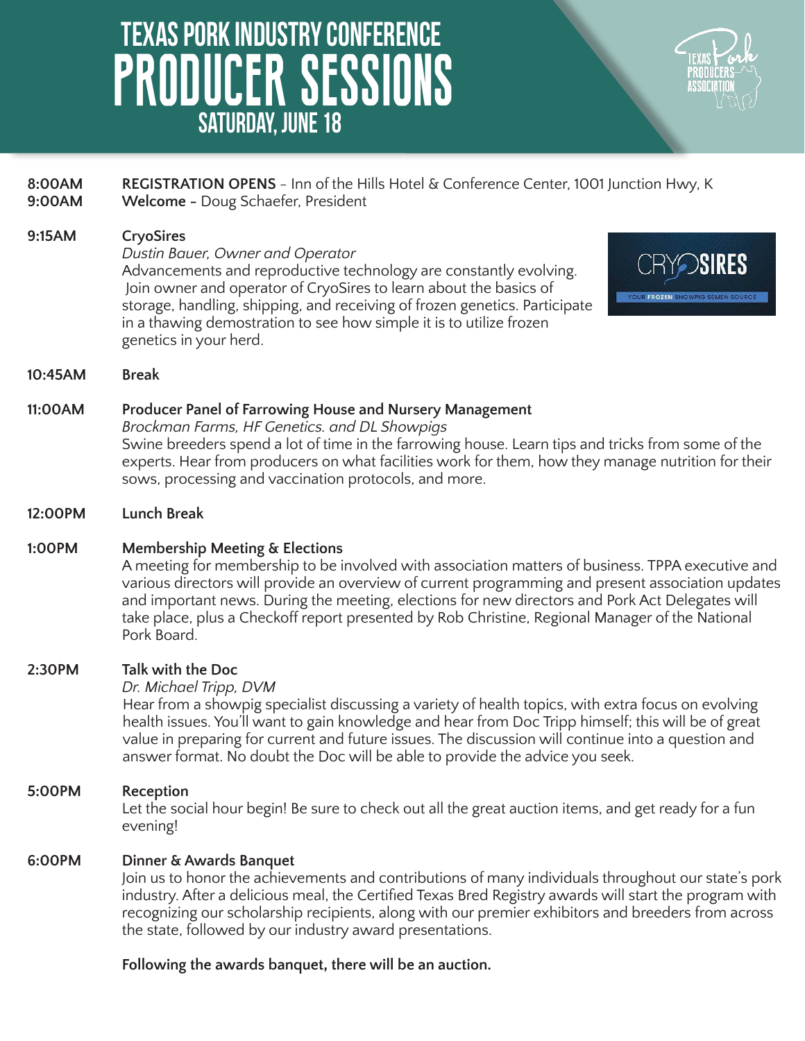# TEXAS PORK INDUSTRY CONFERENCE
# PRODUCER SESSIONS
## SATURDAY, JUNE 18

**8:00AM** **REGISTRATION OPENS** – Inn of the Hills Hotel & Conference Center, 1001 Junction Hwy, K

**9:00AM** **Welcome -** Doug Schaefer, President

**9:15AM** **CryoSires**
*Dustin Bauer, Owner and Operator*
Advancements and reproductive technology are constantly evolving. Join owner and operator of CryoSires to learn about the basics of storage, handling, shipping, and receiving of frozen genetics. Participate in a thawing demostration to see how simple it is to utilize frozen genetics in your herd.

**10:45AM** **Break**

**11:00AM** **Producer Panel of Farrowing House and Nursery Management**
*Brockman Farms, HF Genetics. and DL Showpigs*
Swine breeders spend a lot of time in the farrowing house. Learn tips and tricks from some of the experts. Hear from producers on what facilities work for them, how they manage nutrition for their sows, processing and vaccination protocols, and more.

**12:00PM** **Lunch Break**

**1:00PM** **Membership Meeting & Elections**
A meeting for membership to be involved with association matters of business. TPPA executive and various directors will provide an overview of current programming and present association updates and important news. During the meeting, elections for new directors and Pork Act Delegates will take place, plus a Checkoff report presented by Rob Christine, Regional Manager of the National Pork Board.

**2:30PM** **Talk with the Doc**
*Dr. Michael Tripp, DVM*
Hear from a showpig specialist discussing a variety of health topics, with extra focus on evolving health issues. You'll want to gain knowledge and hear from Doc Tripp himself; this will be of great value in preparing for current and future issues. The discussion will continue into a question and answer format. No doubt the Doc will be able to provide the advice you seek.

**5:00PM** **Reception**
Let the social hour begin! Be sure to check out all the great auction items, and get ready for a fun evening!

**6:00PM** **Dinner & Awards Banquet**
Join us to honor the achievements and contributions of many individuals throughout our state's pork industry. After a delicious meal, the Certified Texas Bred Registry awards will start the program with recognizing our scholarship recipients, along with our premier exhibitors and breeders from across the state, followed by our industry award presentations.

**Following the awards banquet, there will be an auction.**